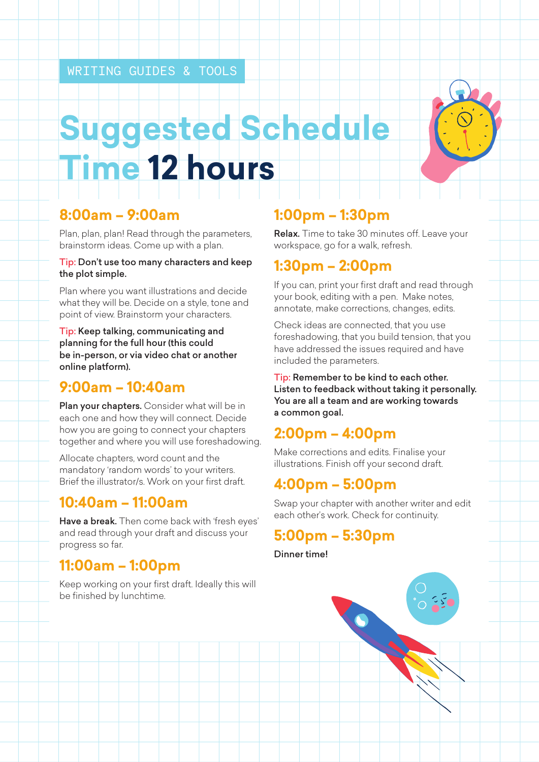WRITING GUIDES & TOOLS

# Suggested Schedule Time 12 hours

## 8:00am – 9:00am

Plan, plan, plan! Read through the parameters, brainstorm ideas. Come up with a plan.

Tip: **Don't use too many characters and keep the plot simple.**

Plan where you want illustrations and decide what they will be. Decide on a style, tone and point of view. Brainstorm your characters.

Tip: **Keep talking, communicating and planning for the full hour (this could be in-person, or via video chat or another online platform).**

## 9:00am – 10:40am

**Plan your chapters.** Consider what will be in each one and how they will connect. Decide how you are going to connect your chapters together and where you will use foreshadowing.

Allocate chapters, word count and the mandatory 'random words' to your writers. Brief the illustrator/s. Work on your first draft.

## 10:40am – 11:00am

**Have a break.** Then come back with 'fresh eyes' and read through your draft and discuss your progress so far.

## 11:00am – 1:00pm

Keep working on your first draft. Ideally this will be finished by lunchtime.

## 1:00pm – 1:30pm

**Relax.** Time to take 30 minutes off. Leave your workspace, go for a walk, refresh.

## 1:30pm – 2:00pm

If you can, print your first draft and read through your book, editing with a pen. Make notes, annotate, make corrections, changes, edits.

Check ideas are connected, that you use foreshadowing, that you build tension, that you have addressed the issues required and have included the parameters.

Tip: **Remember to be kind to each other. Listen to feedback without taking it personally. You are all a team and are working towards a common goal.**

## 2:00pm – 4:00pm

Make corrections and edits. Finalise your illustrations. Finish off your second draft.

## 4:00pm – 5:00pm

Swap your chapter with another writer and edit each other's work. Check for continuity.

## 5:00pm – 5:30pm

**Dinner time!**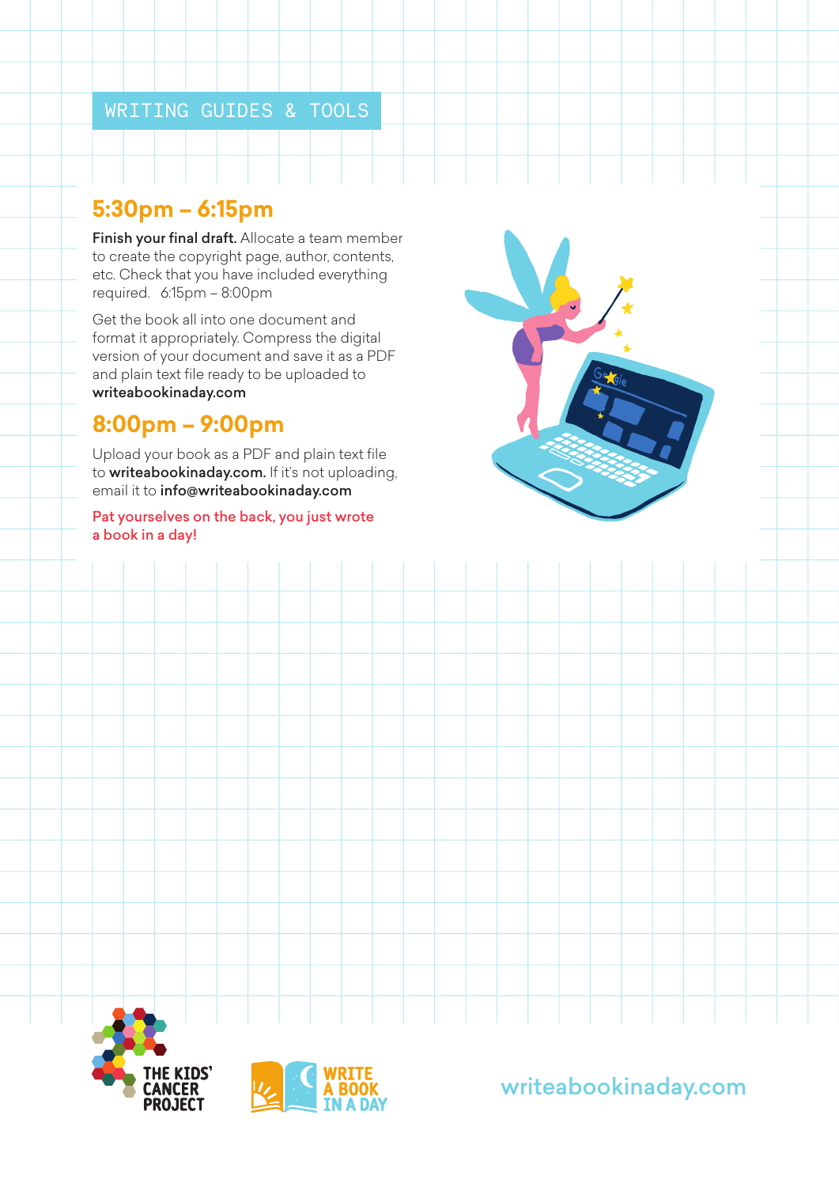WRITING GUIDES & TOOLS

## 5:30pm – 6:15pm

**Finish your final draft.** Allocate a team member to create the copyright page, author, contents, etc. Check that you have included everything required. 6:15pm – 8:00pm

Get the book all into one document and format it appropriately. Compress the digital version of your document and save it as a PDF and plain text file ready to be uploaded to **writeabookinaday.com**

## 8:00pm – 9:00pm

Upload your book as a PDF and plain text file to **writeabookinaday.com.** If it's not uploading, email it to **info@writeabookinaday.com**

Pat yourselves on the back, you just wrote a book in a day!

THE KIDS' CANCER PROJECT

WRITE A BOOK IN A DAY

writeabookinaday.com